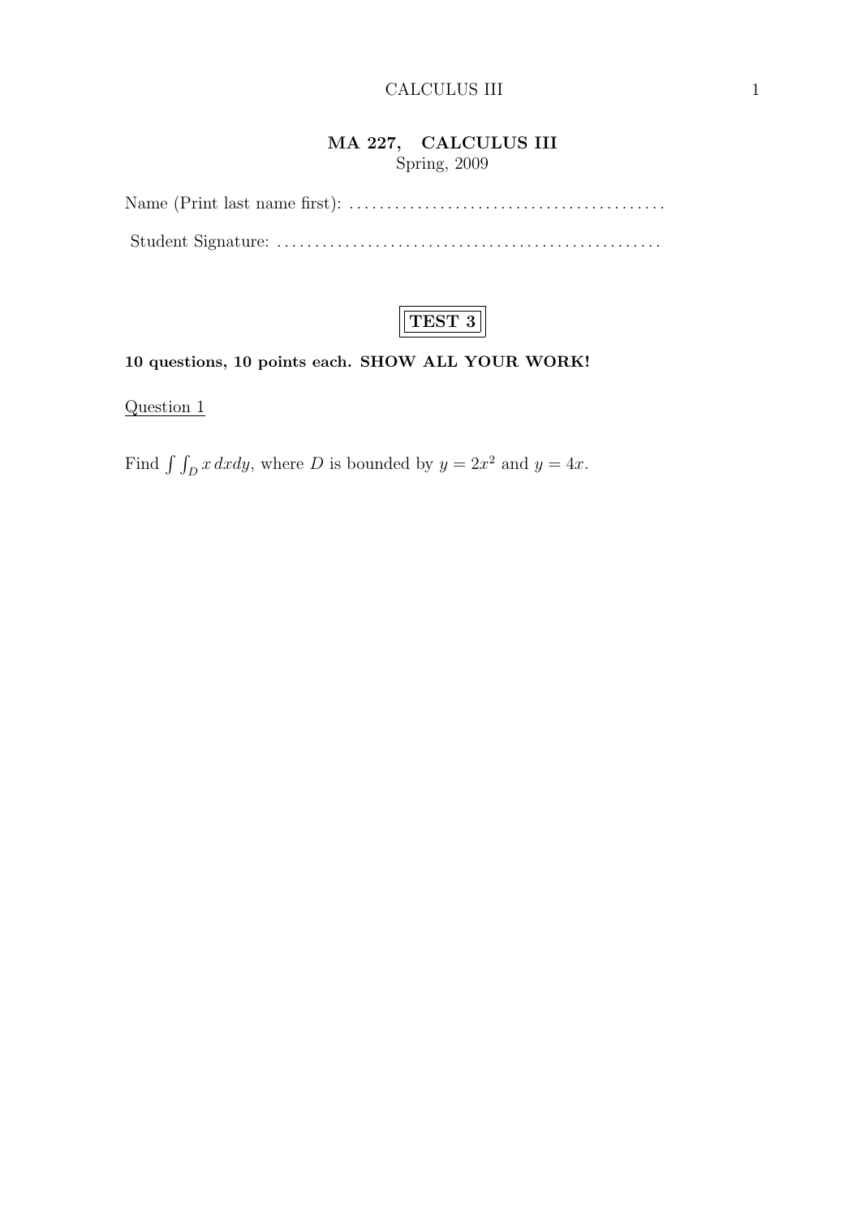# MA 227, CALCULUS III

Spring, 2009

Name (Print last name first): ..........................................

Student Signature: ..................................................

**TEST 3**

**10 questions, 10 points each. SHOW ALL YOUR WORK!**

Question 1

Find $\int\int_D x\,dxdy$, where $D$ is bounded by $y = 2x^2$ and $y = 4x$.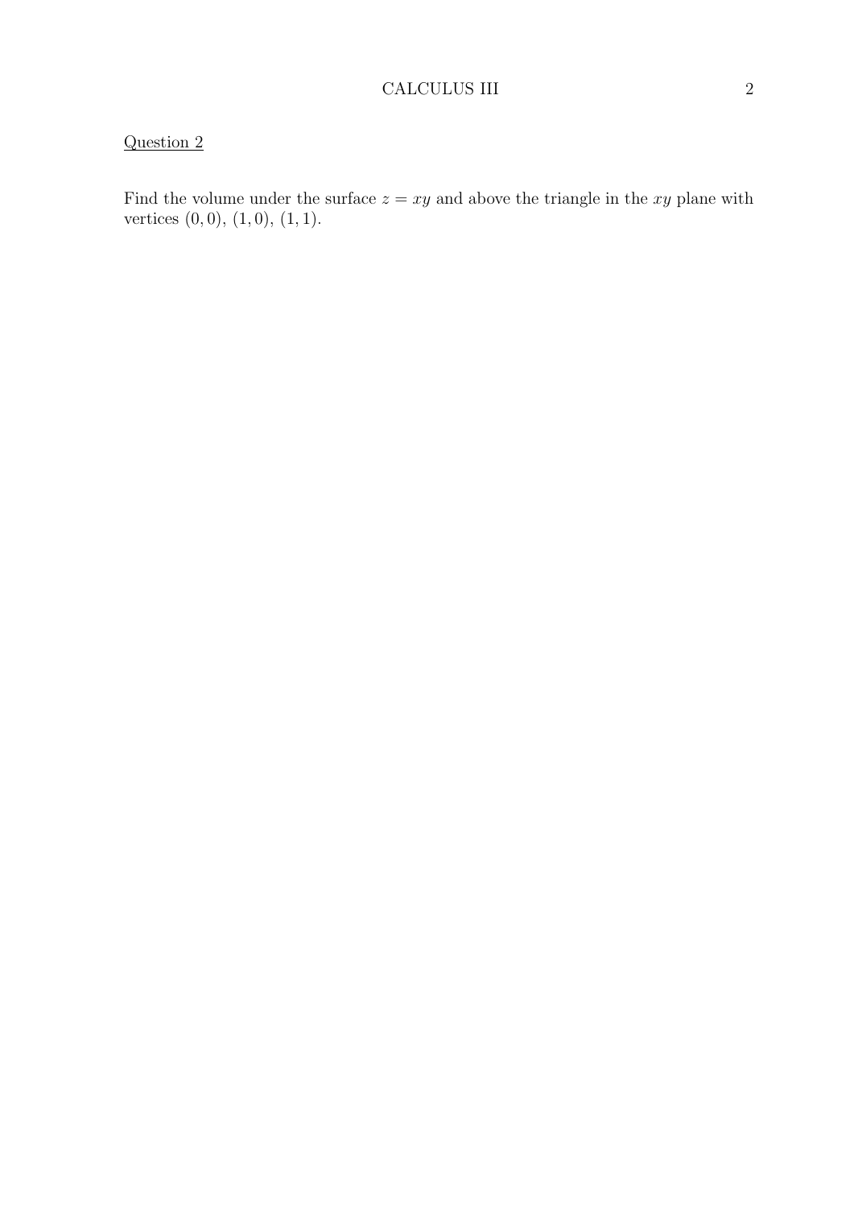Question 2

Find the volume under the surface $z = xy$ and above the triangle in the $xy$ plane with vertices $(0, 0)$, $(1, 0)$, $(1, 1)$.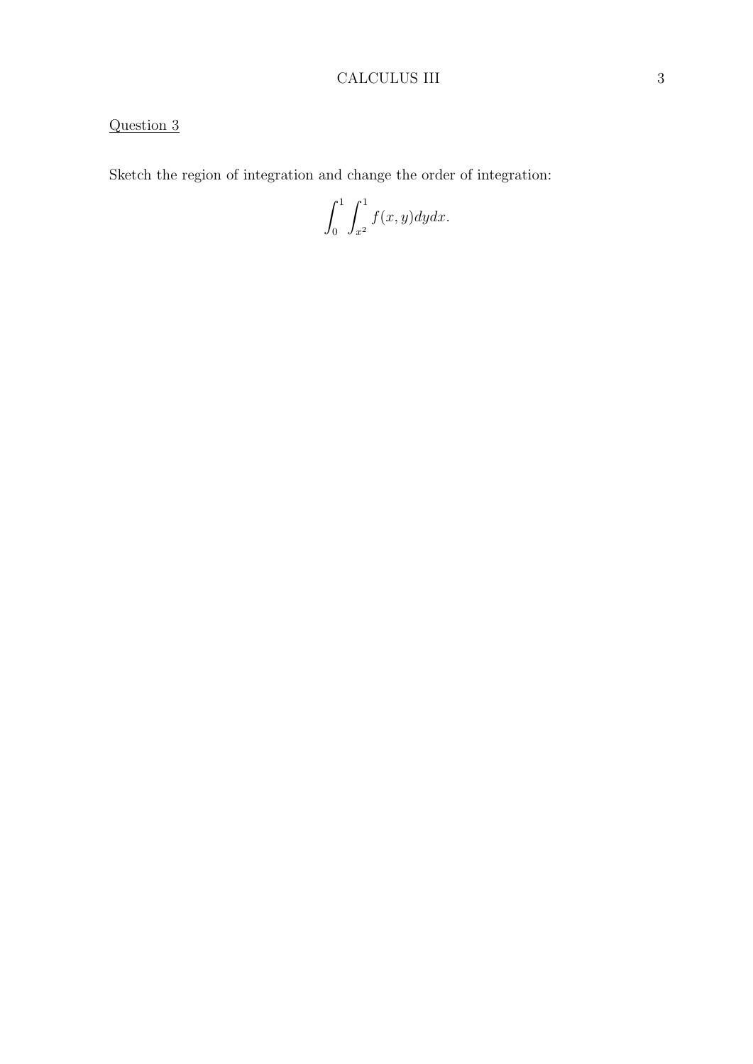Question 3

Sketch the region of integration and change the order of integration:

$$\int_0^1 \int_{x^2}^1 f(x, y) dy dx.$$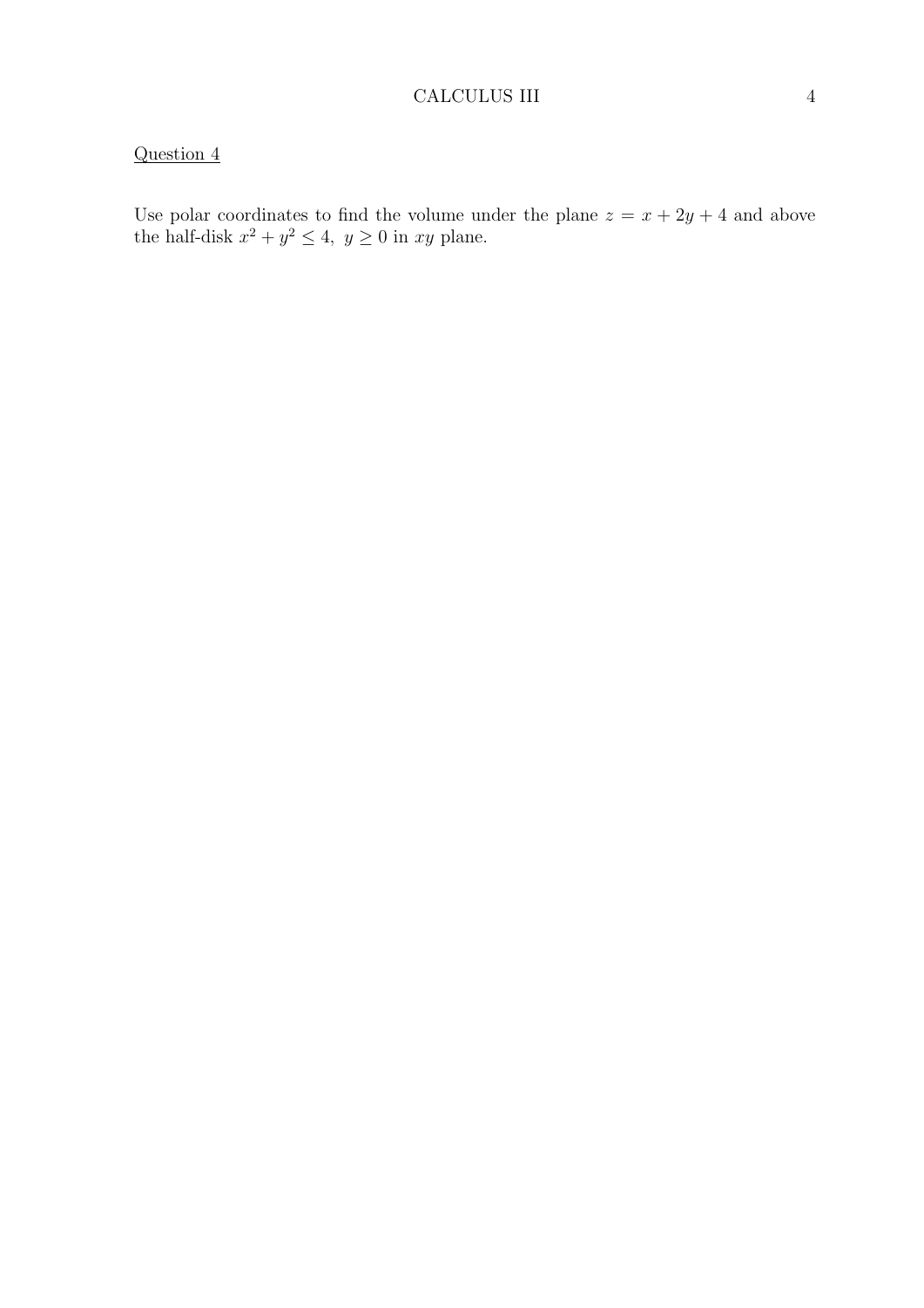Question 4

Use polar coordinates to find the volume under the plane $z = x + 2y + 4$ and above the half-disk $x^2 + y^2 \leq 4,\ y \geq 0$ in $xy$ plane.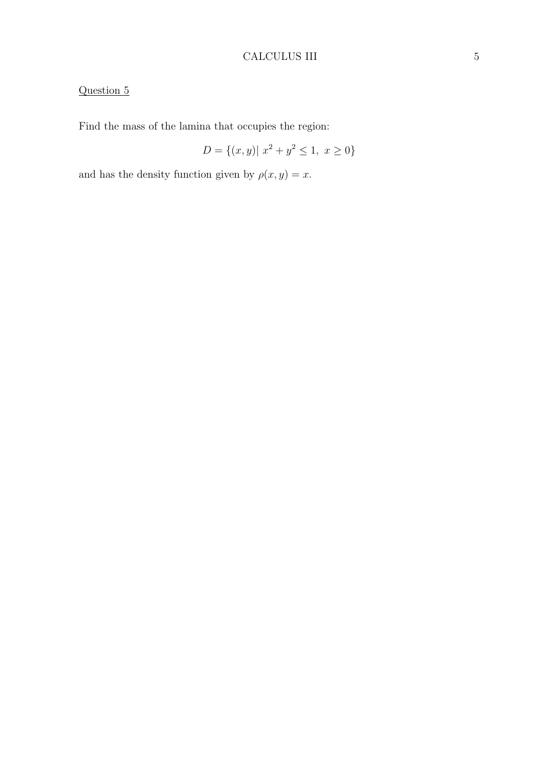Question 5

Find the mass of the lamina that occupies the region:

$$D = \{(x, y)|\ x^2 + y^2 \leq 1,\ x \geq 0\}$$

and has the density function given by $\rho(x, y) = x$.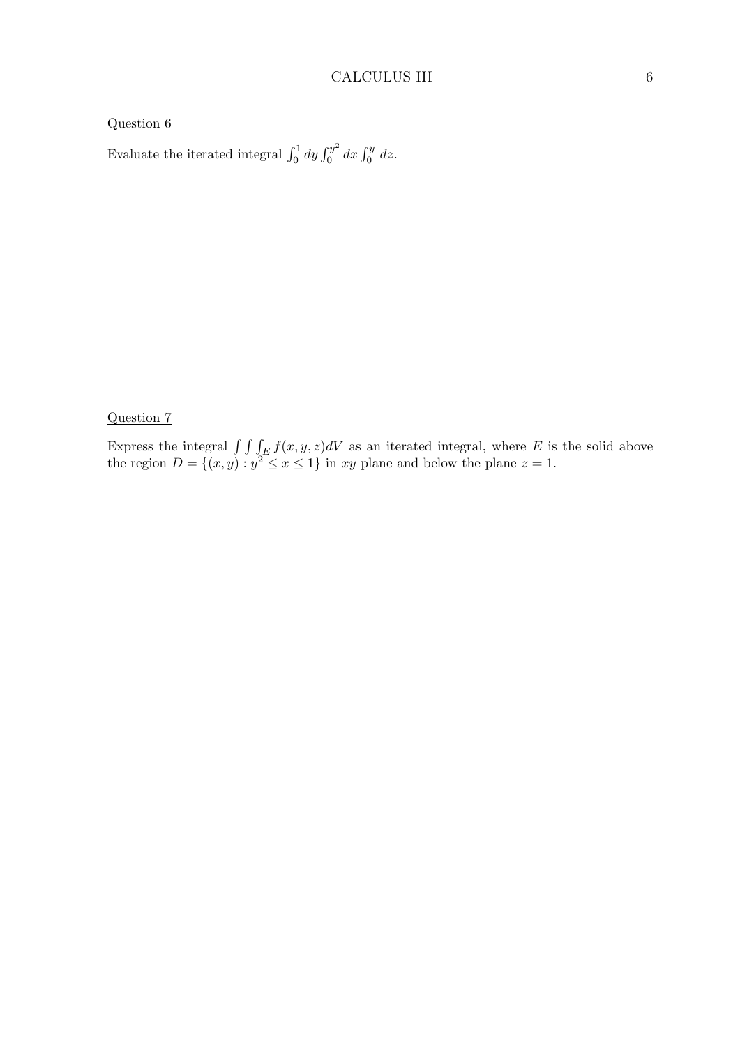Question 6

Evaluate the iterated integral $\int_0^1 dy \int_0^{y^2} dx \int_0^y dz$.

Question 7

Express the integral $\int\int\int_E f(x,y,z)dV$ as an iterated integral, where $E$ is the solid above the region $D = \{(x,y) : y^2 \leq x \leq 1\}$ in $xy$ plane and below the plane $z = 1$.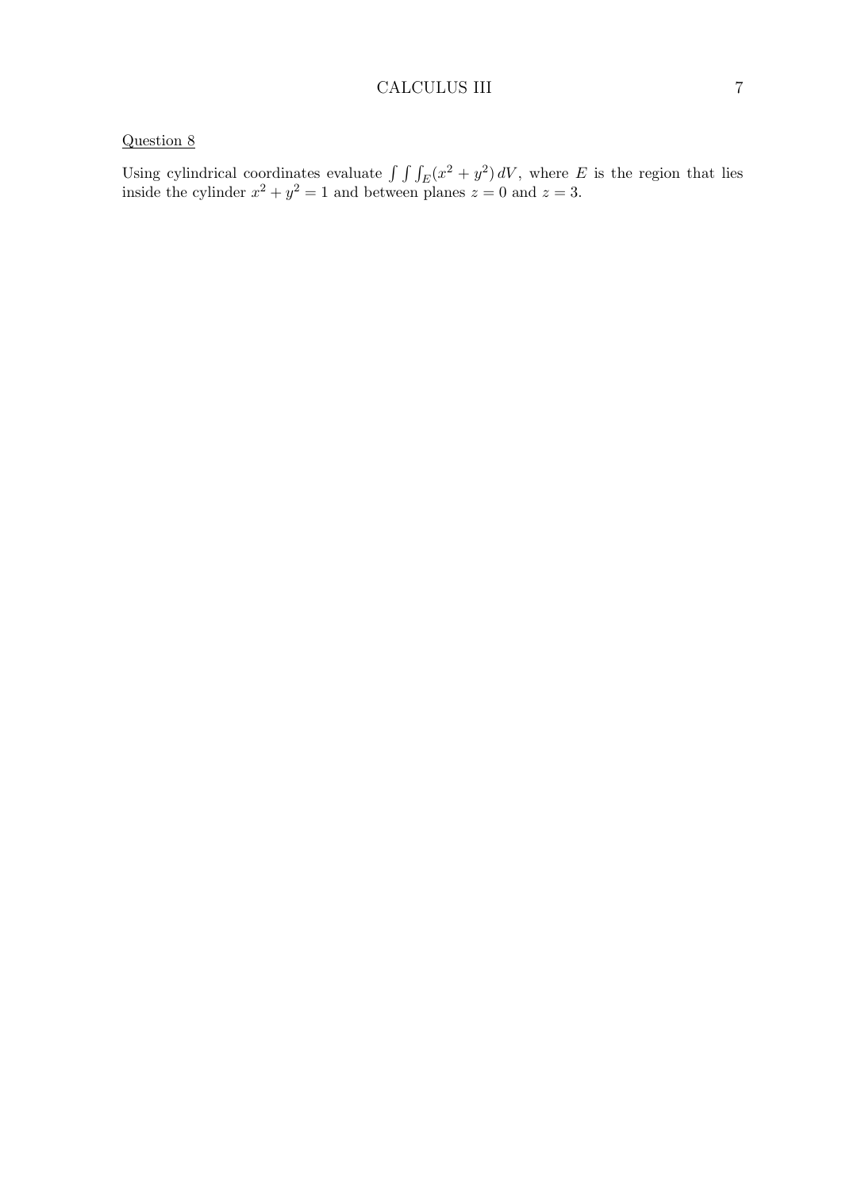<u>Question 8</u>

Using cylindrical coordinates evaluate $\int\int\int_E (x^2 + y^2)\, dV$, where $E$ is the region that lies inside the cylinder $x^2 + y^2 = 1$ and between planes $z = 0$ and $z = 3$.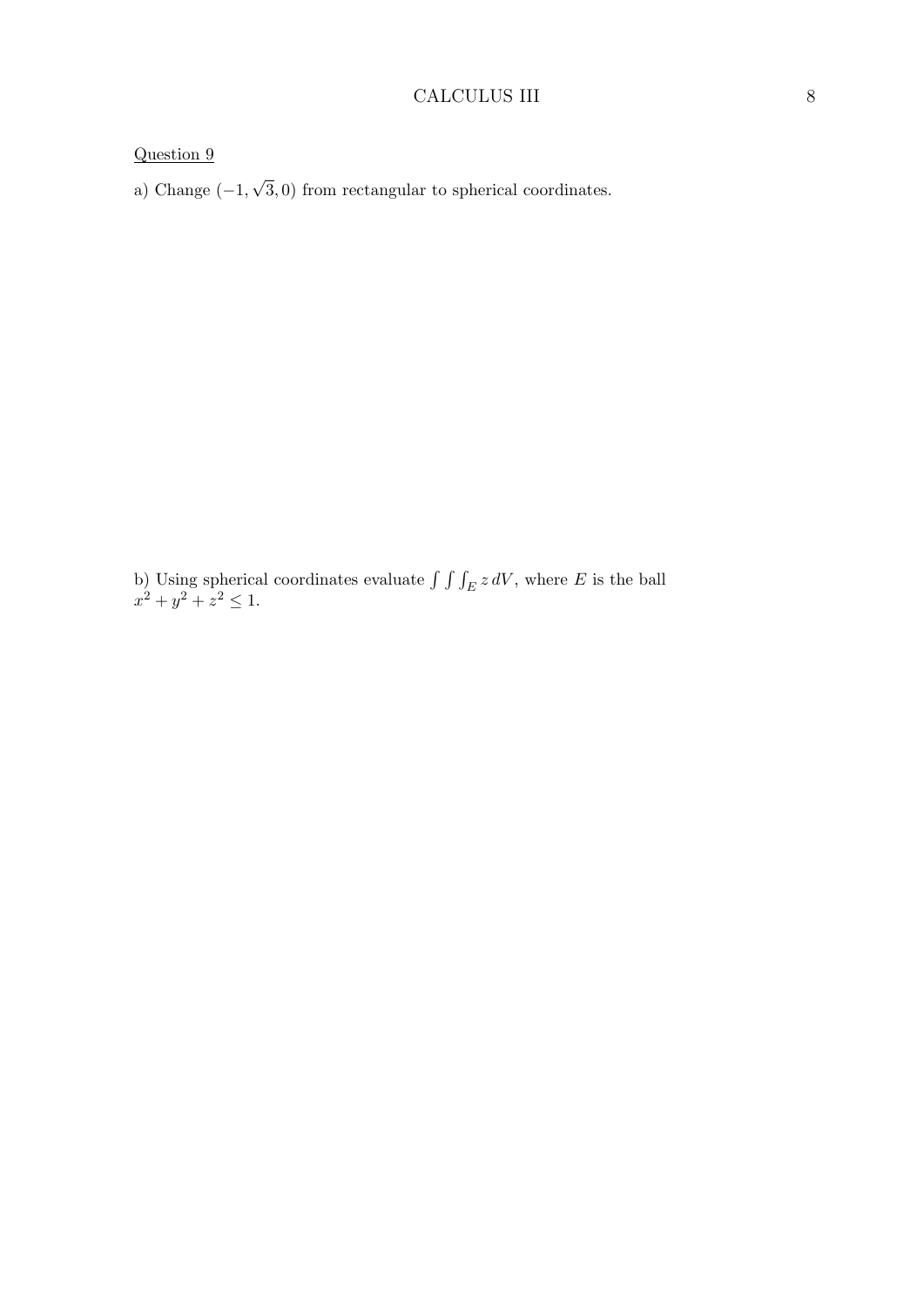Question 9

a) Change $(-1, \sqrt{3}, 0)$ from rectangular to spherical coordinates.

b) Using spherical coordinates evaluate $\int\int\int_E z\,dV$, where $E$ is the ball $x^2 + y^2 + z^2 \leq 1$.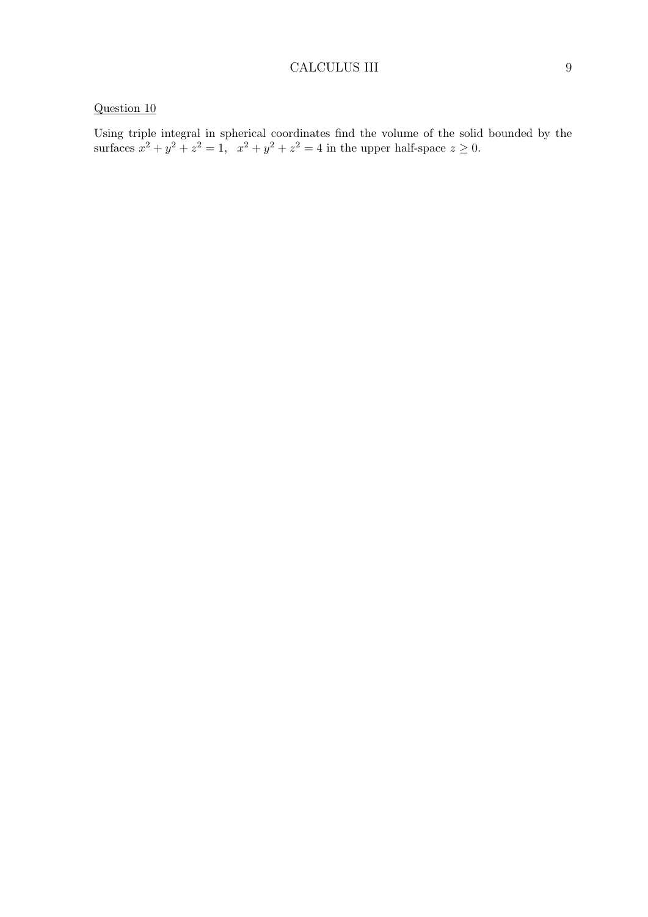Question 10

Using triple integral in spherical coordinates find the volume of the solid bounded by the surfaces $x^2 + y^2 + z^2 = 1$, $x^2 + y^2 + z^2 = 4$ in the upper half-space $z \geq 0$.